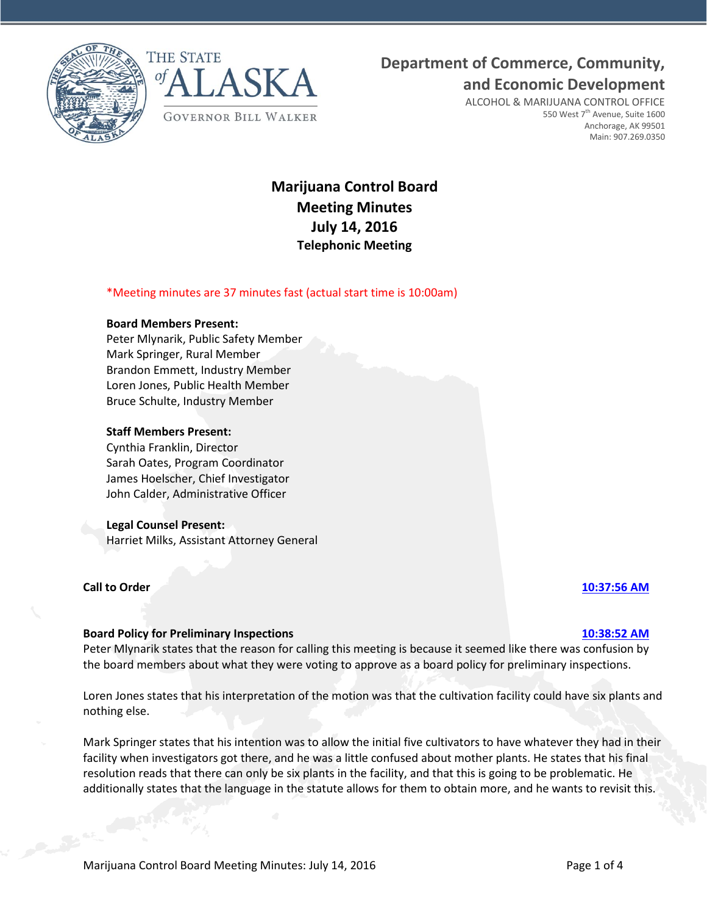THE STATE of ALASKA

GOVERNOR BILL WALKER

**Department of Commerce, Community, and Economic Development**

ALCOHOL & MARIJUANA CONTROL OFFICE
550 West 7th Avenue, Suite 1600
Anchorage, AK 99501
Main: 907.269.0350

# Marijuana Control Board
# Meeting Minutes
# July 14, 2016
## Telephonic Meeting

*Meeting minutes are 37 minutes fast (actual start time is 10:00am)

**Board Members Present:**
Peter Mlynarik, Public Safety Member
Mark Springer, Rural Member
Brandon Emmett, Industry Member
Loren Jones, Public Health Member
Bruce Schulte, Industry Member

**Staff Members Present:**
Cynthia Franklin, Director
Sarah Oates, Program Coordinator
James Hoelscher, Chief Investigator
John Calder, Administrative Officer

**Legal Counsel Present:**
Harriet Milks, Assistant Attorney General

**Call to Order** 10:37:56 AM

**Board Policy for Preliminary Inspections** 10:38:52 AM

Peter Mlynarik states that the reason for calling this meeting is because it seemed like there was confusion by the board members about what they were voting to approve as a board policy for preliminary inspections.

Loren Jones states that his interpretation of the motion was that the cultivation facility could have six plants and nothing else.

Mark Springer states that his intention was to allow the initial five cultivators to have whatever they had in their facility when investigators got there, and he was a little confused about mother plants. He states that his final resolution reads that there can only be six plants in the facility, and that this is going to be problematic. He additionally states that the language in the statute allows for them to obtain more, and he wants to revisit this.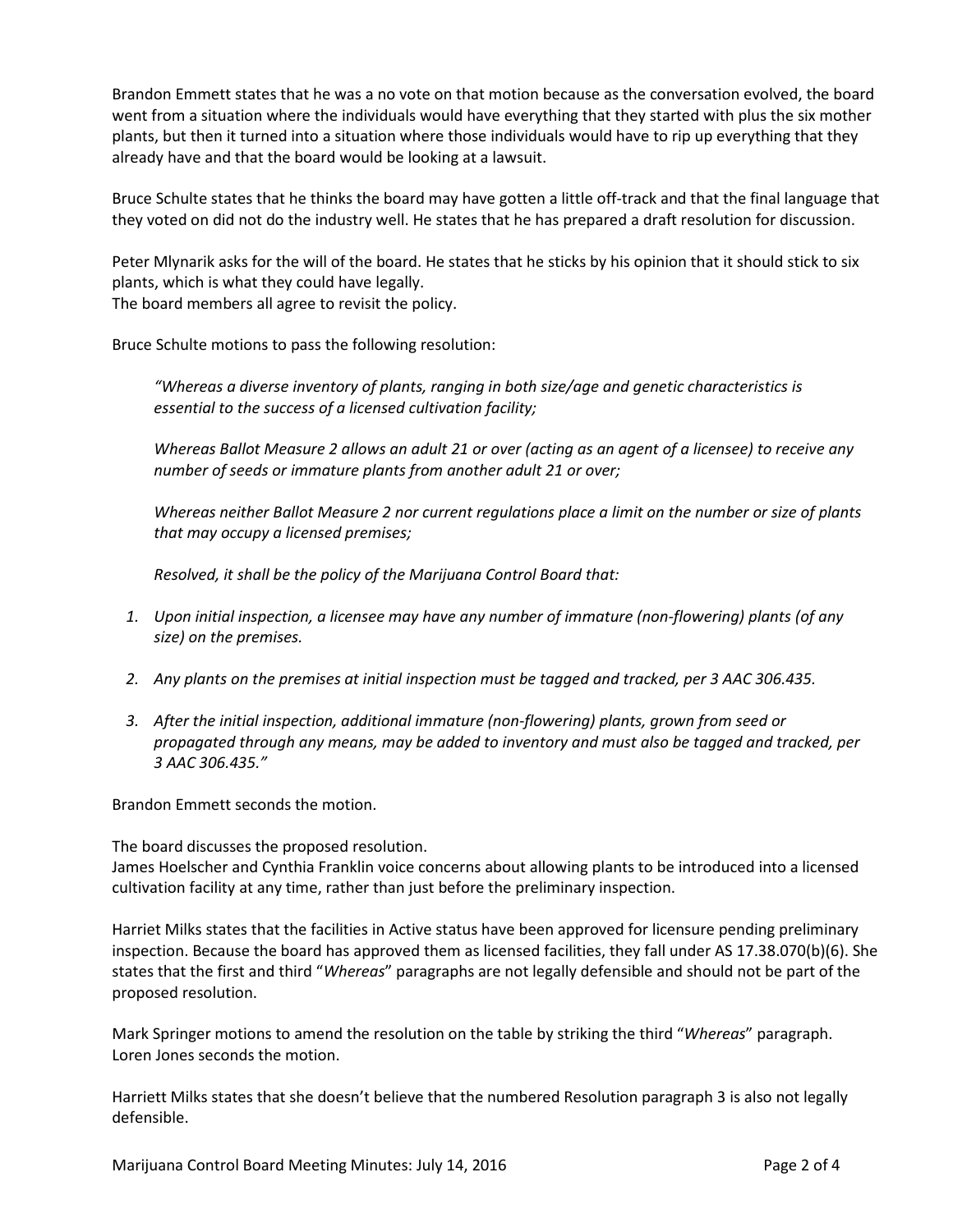Brandon Emmett states that he was a no vote on that motion because as the conversation evolved, the board went from a situation where the individuals would have everything that they started with plus the six mother plants, but then it turned into a situation where those individuals would have to rip up everything that they already have and that the board would be looking at a lawsuit.

Bruce Schulte states that he thinks the board may have gotten a little off-track and that the final language that they voted on did not do the industry well. He states that he has prepared a draft resolution for discussion.

Peter Mlynarik asks for the will of the board. He states that he sticks by his opinion that it should stick to six plants, which is what they could have legally.
The board members all agree to revisit the policy.

Bruce Schulte motions to pass the following resolution:

> *"Whereas a diverse inventory of plants, ranging in both size/age and genetic characteristics is essential to the success of a licensed cultivation facility;*
>
> *Whereas Ballot Measure 2 allows an adult 21 or over (acting as an agent of a licensee) to receive any number of seeds or immature plants from another adult 21 or over;*
>
> *Whereas neither Ballot Measure 2 nor current regulations place a limit on the number or size of plants that may occupy a licensed premises;*
>
> *Resolved, it shall be the policy of the Marijuana Control Board that:*
>
> 1. *Upon initial inspection, a licensee may have any number of immature (non-flowering) plants (of any size) on the premises.*
> 2. *Any plants on the premises at initial inspection must be tagged and tracked, per 3 AAC 306.435.*
> 3. *After the initial inspection, additional immature (non-flowering) plants, grown from seed or propagated through any means, may be added to inventory and must also be tagged and tracked, per 3 AAC 306.435."*

Brandon Emmett seconds the motion.

The board discusses the proposed resolution.
James Hoelscher and Cynthia Franklin voice concerns about allowing plants to be introduced into a licensed cultivation facility at any time, rather than just before the preliminary inspection.

Harriet Milks states that the facilities in Active status have been approved for licensure pending preliminary inspection. Because the board has approved them as licensed facilities, they fall under AS 17.38.070(b)(6). She states that the first and third "*Whereas*" paragraphs are not legally defensible and should not be part of the proposed resolution.

Mark Springer motions to amend the resolution on the table by striking the third "*Whereas*" paragraph.
Loren Jones seconds the motion.

Harriett Milks states that she doesn't believe that the numbered Resolution paragraph 3 is also not legally defensible.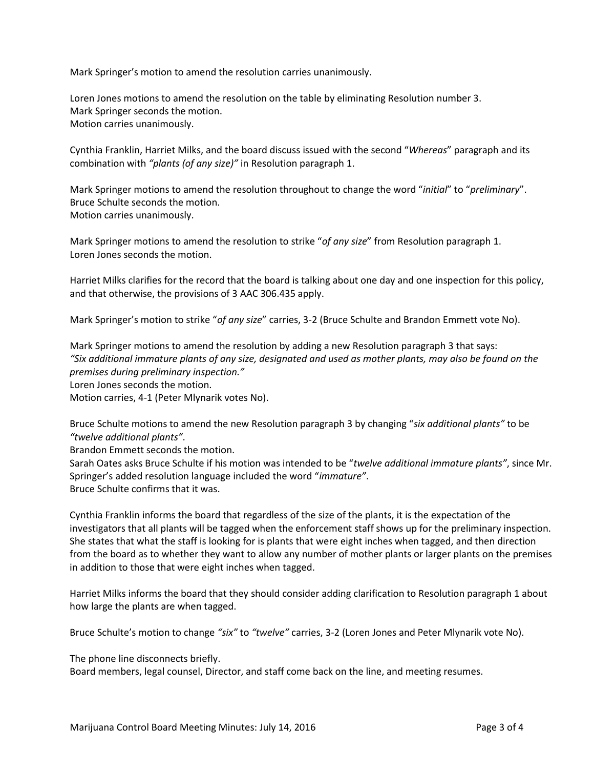Mark Springer's motion to amend the resolution carries unanimously.

Loren Jones motions to amend the resolution on the table by eliminating Resolution number 3.
Mark Springer seconds the motion.
Motion carries unanimously.

Cynthia Franklin, Harriet Milks, and the board discuss issued with the second "*Whereas*" paragraph and its combination with *"plants (of any size)"* in Resolution paragraph 1.

Mark Springer motions to amend the resolution throughout to change the word "*initial*" to "*preliminary*".
Bruce Schulte seconds the motion.
Motion carries unanimously.

Mark Springer motions to amend the resolution to strike "*of any size*" from Resolution paragraph 1.
Loren Jones seconds the motion.

Harriet Milks clarifies for the record that the board is talking about one day and one inspection for this policy, and that otherwise, the provisions of 3 AAC 306.435 apply.

Mark Springer's motion to strike "*of any size*" carries, 3-2 (Bruce Schulte and Brandon Emmett vote No).

Mark Springer motions to amend the resolution by adding a new Resolution paragraph 3 that says:
*"Six additional immature plants of any size, designated and used as mother plants, may also be found on the premises during preliminary inspection."*
Loren Jones seconds the motion.
Motion carries, 4-1 (Peter Mlynarik votes No).

Bruce Schulte motions to amend the new Resolution paragraph 3 by changing "*six additional plants"* to be *"twelve additional plants"*.
Brandon Emmett seconds the motion.
Sarah Oates asks Bruce Schulte if his motion was intended to be "*twelve additional immature plants"*, since Mr. Springer's added resolution language included the word "*immature"*.
Bruce Schulte confirms that it was.

Cynthia Franklin informs the board that regardless of the size of the plants, it is the expectation of the investigators that all plants will be tagged when the enforcement staff shows up for the preliminary inspection. She states that what the staff is looking for is plants that were eight inches when tagged, and then direction from the board as to whether they want to allow any number of mother plants or larger plants on the premises in addition to those that were eight inches when tagged.

Harriet Milks informs the board that they should consider adding clarification to Resolution paragraph 1 about how large the plants are when tagged.

Bruce Schulte's motion to change *"six"* to *"twelve"* carries, 3-2 (Loren Jones and Peter Mlynarik vote No).

The phone line disconnects briefly.
Board members, legal counsel, Director, and staff come back on the line, and meeting resumes.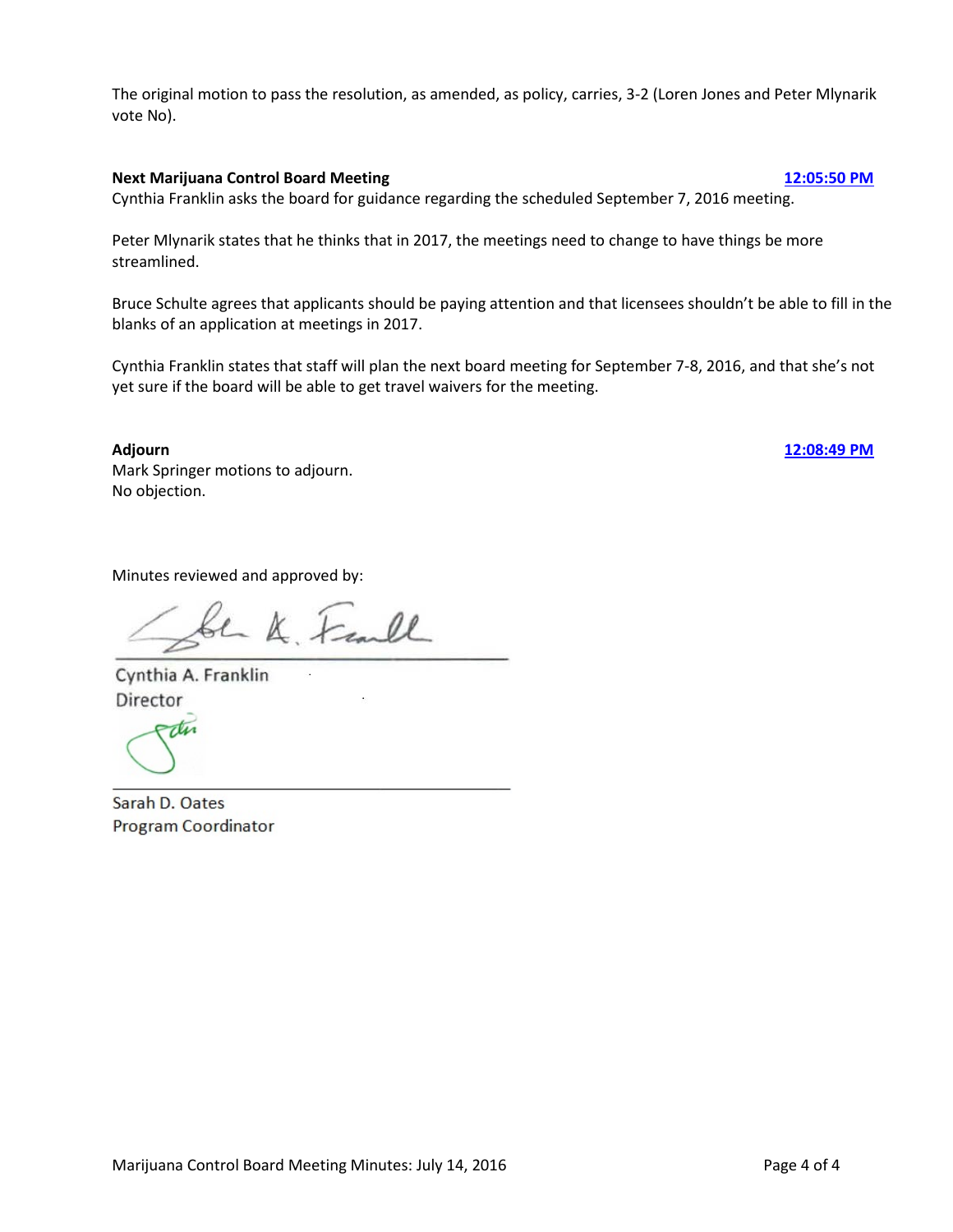The original motion to pass the resolution, as amended, as policy, carries, 3-2 (Loren Jones and Peter Mlynarik vote No).

**Next Marijuana Control Board Meeting** **12:05:50 PM**

Cynthia Franklin asks the board for guidance regarding the scheduled September 7, 2016 meeting.

Peter Mlynarik states that he thinks that in 2017, the meetings need to change to have things be more streamlined.

Bruce Schulte agrees that applicants should be paying attention and that licensees shouldn't be able to fill in the blanks of an application at meetings in 2017.

Cynthia Franklin states that staff will plan the next board meeting for September 7-8, 2016, and that she's not yet sure if the board will be able to get travel waivers for the meeting.

**Adjourn** **12:08:49 PM**

Mark Springer motions to adjourn.
No objection.

Minutes reviewed and approved by:

Cynthia A. Franklin
Director

Sarah D. Oates
Program Coordinator